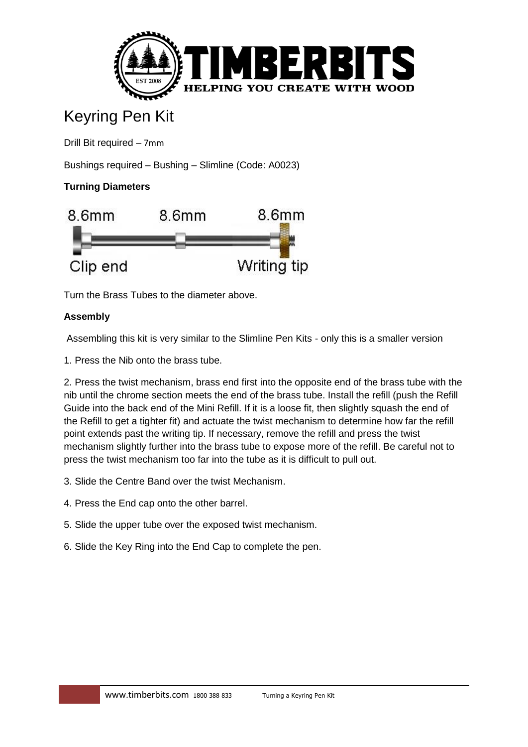# Keyring Pen Kit

Drill Bit required – 7mm

Bushings required – Bushing – Slimline (Code: A0023)

**Turning Diameters**

8.6mm 8.6mm 8.6mm

Clip end Writing tip

Turn the Brass Tubes to the diameter above.

**Assembly**

Assembling this kit is very similar to the Slimline Pen Kits - only this is a smaller version

1. Press the Nib onto the brass tube.

2. Press the twist mechanism, brass end first into the opposite end of the brass tube with the nib until the chrome section meets the end of the brass tube. Install the refill (push the Refill Guide into the back end of the Mini Refill. If it is a loose fit, then slightly squash the end of the Refill to get a tighter fit) and actuate the twist mechanism to determine how far the refill point extends past the writing tip. If necessary, remove the refill and press the twist mechanism slightly further into the brass tube to expose more of the refill. Be careful not to press the twist mechanism too far into the tube as it is difficult to pull out.

3. Slide the Centre Band over the twist Mechanism.

4. Press the End cap onto the other barrel.

5. Slide the upper tube over the exposed twist mechanism.

6. Slide the Key Ring into the End Cap to complete the pen.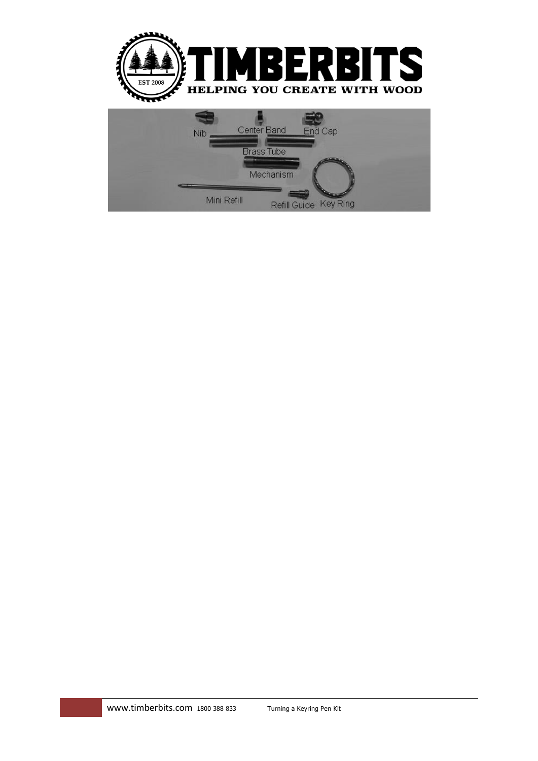Nib

Center Band

End Cap

Brass Tube

Mechanism

Mini Refill

Refill Guide

Key Ring